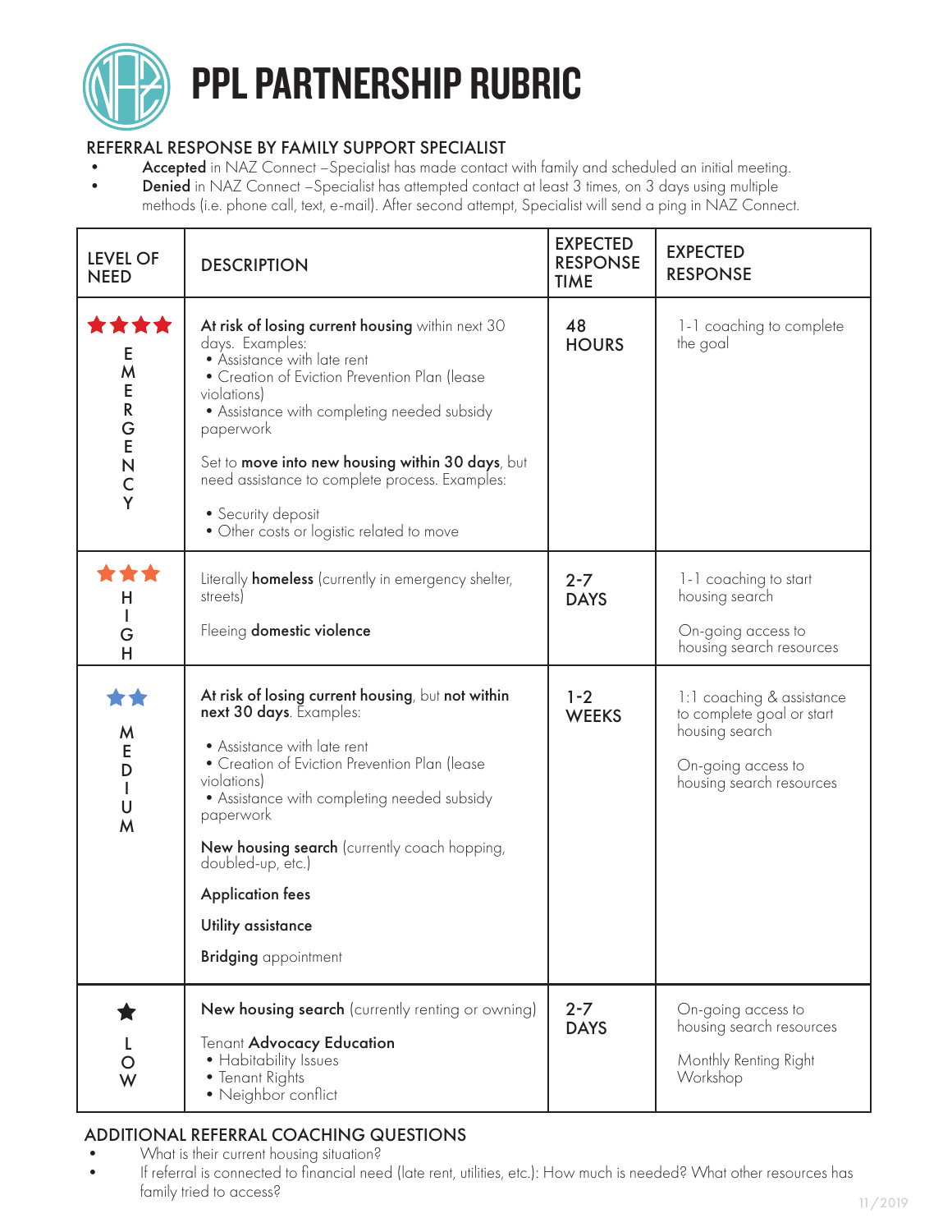# PPL PARTNERSHIP RUBRIC

## REFERRAL RESPONSE BY FAMILY SUPPORT SPECIALIST

- **Accepted** in NAZ Connect –Specialist has made contact with family and scheduled an initial meeting.
- **Denied** in NAZ Connect –Specialist has attempted contact at least 3 times, on 3 days using multiple methods (i.e. phone call, text, e-mail). After second attempt, Specialist will send a ping in NAZ Connect.

| LEVEL OF NEED | DESCRIPTION | EXPECTED RESPONSE TIME | EXPECTED RESPONSE |
|---|---|---|---|
| ★★★★ EMERGENCY | **At risk of losing current housing** within next 30 days. Examples:<br>• Assistance with late rent<br>• Creation of Eviction Prevention Plan (lease violations)<br>• Assistance with completing needed subsidy paperwork<br><br>Set to **move into new housing within 30 days**, but need assistance to complete process. Examples:<br>• Security deposit<br>• Other costs or logistic related to move | 48 HOURS | 1-1 coaching to complete the goal |
| ★★★ HIGH | Literally **homeless** (currently in emergency shelter, streets)<br><br>Fleeing **domestic violence** | 2-7 DAYS | 1-1 coaching to start housing search<br><br>On-going access to housing search resources |
| ★★ MEDIUM | **At risk of losing current housing**, but **not within next 30 days**. Examples:<br>• Assistance with late rent<br>• Creation of Eviction Prevention Plan (lease violations)<br>• Assistance with completing needed subsidy paperwork<br><br>**New housing search** (currently coach hopping, doubled-up, etc.)<br><br>**Application fees**<br><br>**Utility assistance**<br><br>**Bridging** appointment | 1-2 WEEKS | 1:1 coaching & assistance to complete goal or start housing search<br><br>On-going access to housing search resources |
| ★ LOW | **New housing search** (currently renting or owning)<br><br>Tenant **Advocacy Education**<br>• Habitability Issues<br>• Tenant Rights<br>• Neighbor conflict | 2-7 DAYS | On-going access to housing search resources<br><br>Monthly Renting Right Workshop |

## ADDITIONAL REFERRAL COACHING QUESTIONS

- What is their current housing situation?
- If referral is connected to financial need (late rent, utilities, etc.): How much is needed? What other resources has family tried to access?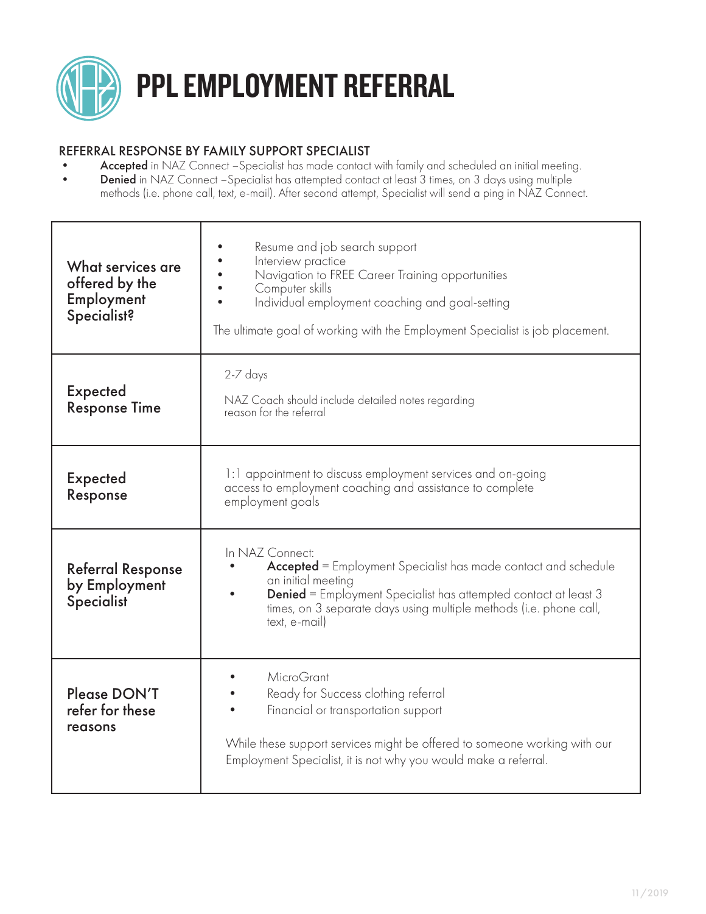# PPL EMPLOYMENT REFERRAL

## REFERRAL RESPONSE BY FAMILY SUPPORT SPECIALIST

- **Accepted** in NAZ Connect –Specialist has made contact with family and scheduled an initial meeting.
- **Denied** in NAZ Connect –Specialist has attempted contact at least 3 times, on 3 days using multiple methods (i.e. phone call, text, e-mail). After second attempt, Specialist will send a ping in NAZ Connect.

| | |
|---|---|
| **What services are offered by the Employment Specialist?** | • Resume and job search support<br>• Interview practice<br>• Navigation to FREE Career Training opportunities<br>• Computer skills<br>• Individual employment coaching and goal-setting<br><br>The ultimate goal of working with the Employment Specialist is job placement. |
| **Expected Response Time** | 2-7 days<br><br>NAZ Coach should include detailed notes regarding reason for the referral |
| **Expected Response** | 1:1 appointment to discuss employment services and on-going access to employment coaching and assistance to complete employment goals |
| **Referral Response by Employment Specialist** | In NAZ Connect:<br>• **Accepted** = Employment Specialist has made contact and schedule an initial meeting<br>• **Denied** = Employment Specialist has attempted contact at least 3 times, on 3 separate days using multiple methods (i.e. phone call, text, e-mail) |
| **Please DON'T refer for these reasons** | • MicroGrant<br>• Ready for Success clothing referral<br>• Financial or transportation support<br><br>While these support services might be offered to someone working with our Employment Specialist, it is not why you would make a referral. |

11/2019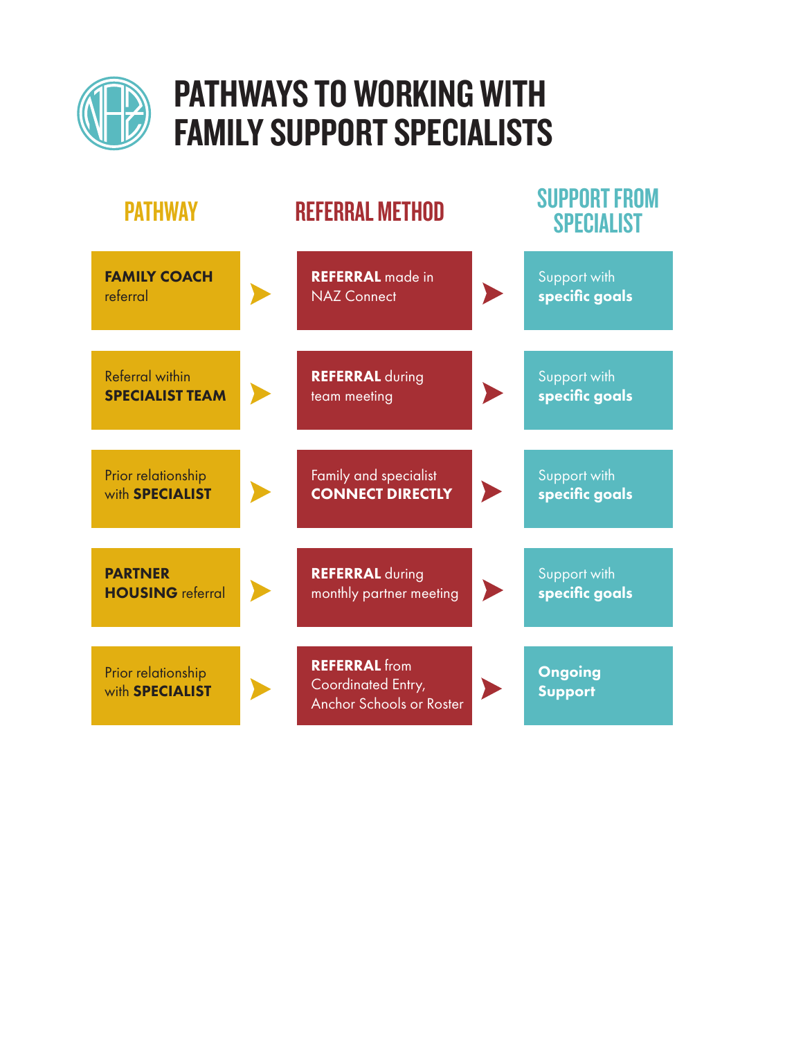# PATHWAYS TO WORKING WITH FAMILY SUPPORT SPECIALISTS

| PATHWAY | REFERRAL METHOD | SUPPORT FROM SPECIALIST |
|---|---|---|
| **FAMILY COACH** referral | **REFERRAL** made in NAZ Connect | Support with **specific goals** |
| Referral within **SPECIALIST TEAM** | **REFERRAL** during team meeting | Support with **specific goals** |
| Prior relationship with **SPECIALIST** | Family and specialist **CONNECT DIRECTLY** | Support with **specific goals** |
| **PARTNER HOUSING** referral | **REFERRAL** during monthly partner meeting | Support with **specific goals** |
| Prior relationship with **SPECIALIST** | **REFERRAL** from Coordinated Entry, Anchor Schools or Roster | **Ongoing Support** |